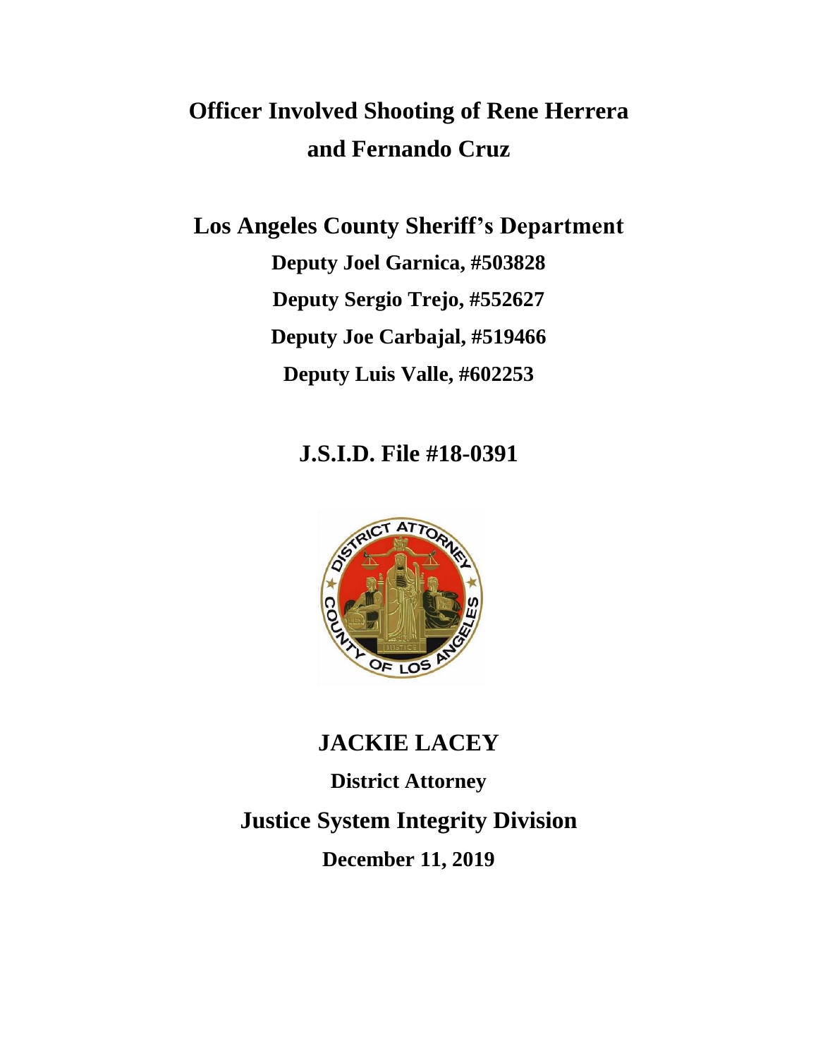# Officer Involved Shooting of Rene Herrera and Fernando Cruz

## Los Angeles County Sheriff's Department

**Deputy Joel Garnica, #503828**

**Deputy Sergio Trejo, #552627**

**Deputy Joe Carbajal, #519466**

**Deputy Luis Valle, #602253**

## J.S.I.D. File #18-0391

## JACKIE LACEY

**District Attorney**

## Justice System Integrity Division

**December 11, 2019**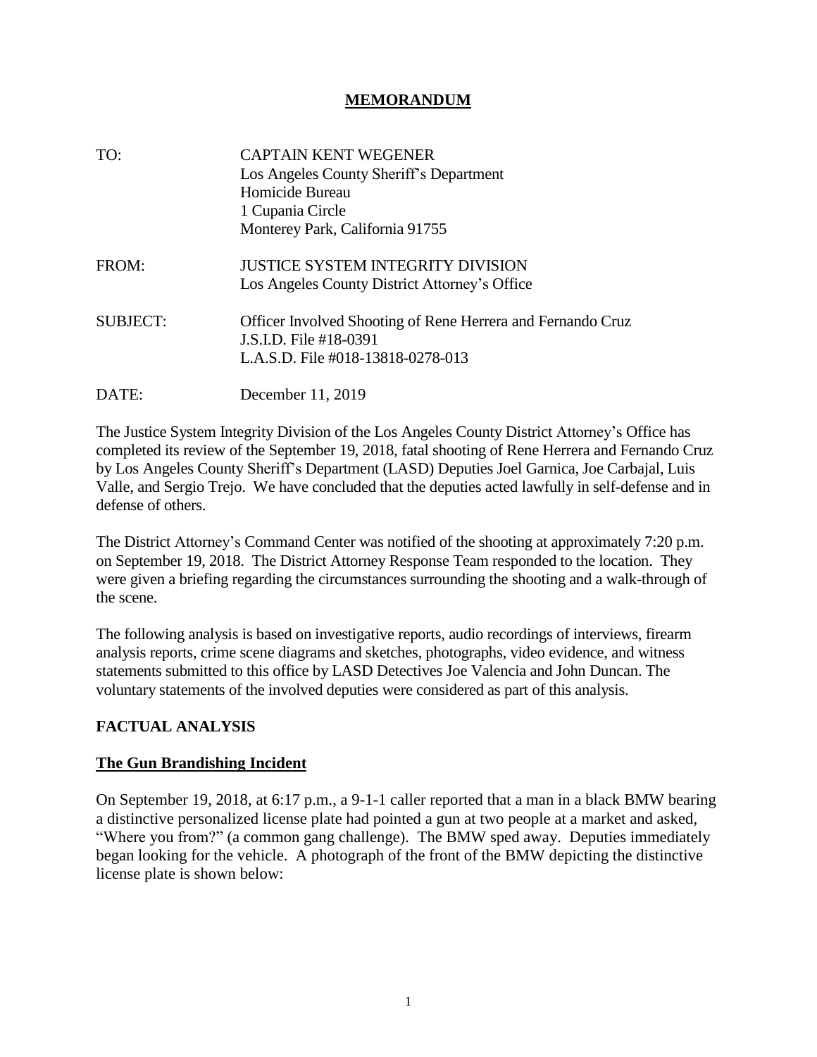# MEMORANDUM

| | |
|---|---|
| TO: | CAPTAIN KENT WEGENER<br>Los Angeles County Sheriff's Department<br>Homicide Bureau<br>1 Cupania Circle<br>Monterey Park, California 91755 |
| FROM: | JUSTICE SYSTEM INTEGRITY DIVISION<br>Los Angeles County District Attorney's Office |
| SUBJECT: | Officer Involved Shooting of Rene Herrera and Fernando Cruz<br>J.S.I.D. File #18-0391<br>L.A.S.D. File #018-13818-0278-013 |
| DATE: | December 11, 2019 |

The Justice System Integrity Division of the Los Angeles County District Attorney's Office has completed its review of the September 19, 2018, fatal shooting of Rene Herrera and Fernando Cruz by Los Angeles County Sheriff's Department (LASD) Deputies Joel Garnica, Joe Carbajal, Luis Valle, and Sergio Trejo. We have concluded that the deputies acted lawfully in self-defense and in defense of others.

The District Attorney's Command Center was notified of the shooting at approximately 7:20 p.m. on September 19, 2018. The District Attorney Response Team responded to the location. They were given a briefing regarding the circumstances surrounding the shooting and a walk-through of the scene.

The following analysis is based on investigative reports, audio recordings of interviews, firearm analysis reports, crime scene diagrams and sketches, photographs, video evidence, and witness statements submitted to this office by LASD Detectives Joe Valencia and John Duncan. The voluntary statements of the involved deputies were considered as part of this analysis.

## FACTUAL ANALYSIS

### The Gun Brandishing Incident

On September 19, 2018, at 6:17 p.m., a 9-1-1 caller reported that a man in a black BMW bearing a distinctive personalized license plate had pointed a gun at two people at a market and asked, "Where you from?" (a common gang challenge). The BMW sped away. Deputies immediately began looking for the vehicle. A photograph of the front of the BMW depicting the distinctive license plate is shown below: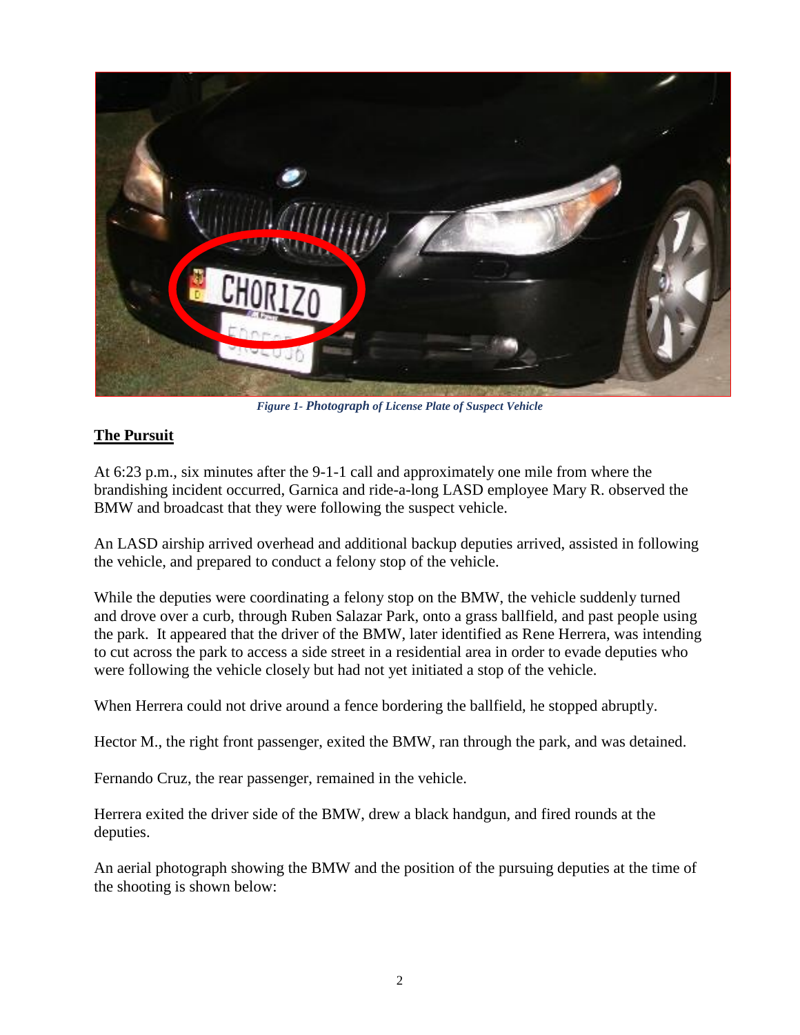*Figure 1- Photograph of License Plate of Suspect Vehicle*

## The Pursuit

At 6:23 p.m., six minutes after the 9-1-1 call and approximately one mile from where the brandishing incident occurred, Garnica and ride-a-long LASD employee Mary R. observed the BMW and broadcast that they were following the suspect vehicle.

An LASD airship arrived overhead and additional backup deputies arrived, assisted in following the vehicle, and prepared to conduct a felony stop of the vehicle.

While the deputies were coordinating a felony stop on the BMW, the vehicle suddenly turned and drove over a curb, through Ruben Salazar Park, onto a grass ballfield, and past people using the park. It appeared that the driver of the BMW, later identified as Rene Herrera, was intending to cut across the park to access a side street in a residential area in order to evade deputies who were following the vehicle closely but had not yet initiated a stop of the vehicle.

When Herrera could not drive around a fence bordering the ballfield, he stopped abruptly.

Hector M., the right front passenger, exited the BMW, ran through the park, and was detained.

Fernando Cruz, the rear passenger, remained in the vehicle.

Herrera exited the driver side of the BMW, drew a black handgun, and fired rounds at the deputies.

An aerial photograph showing the BMW and the position of the pursuing deputies at the time of the shooting is shown below: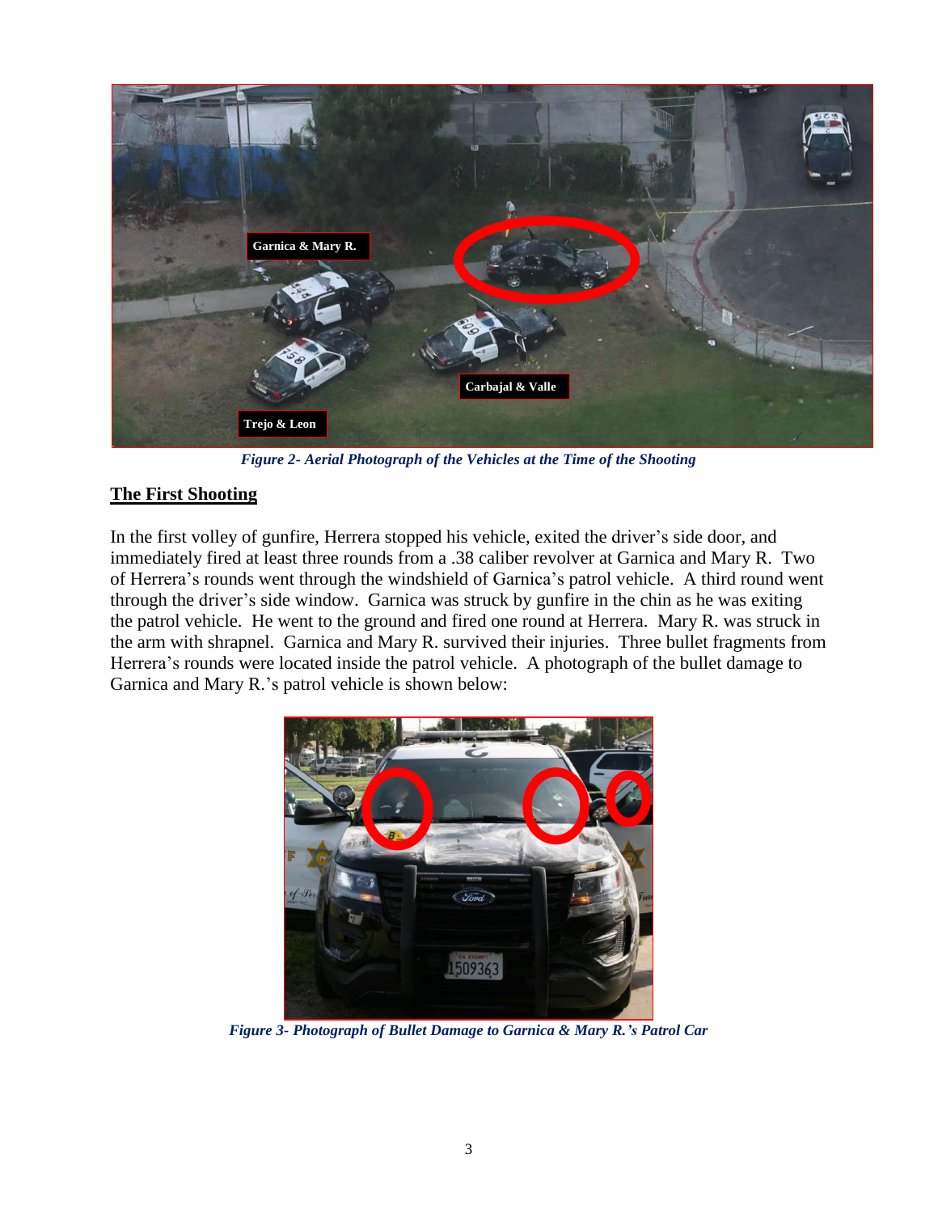*Figure 2- Aerial Photograph of the Vehicles at the Time of the Shooting*

## The First Shooting

In the first volley of gunfire, Herrera stopped his vehicle, exited the driver's side door, and immediately fired at least three rounds from a .38 caliber revolver at Garnica and Mary R. Two of Herrera's rounds went through the windshield of Garnica's patrol vehicle. A third round went through the driver's side window. Garnica was struck by gunfire in the chin as he was exiting the patrol vehicle. He went to the ground and fired one round at Herrera. Mary R. was struck in the arm with shrapnel. Garnica and Mary R. survived their injuries. Three bullet fragments from Herrera's rounds were located inside the patrol vehicle. A photograph of the bullet damage to Garnica and Mary R.'s patrol vehicle is shown below:

*Figure 3- Photograph of Bullet Damage to Garnica & Mary R.'s Patrol Car*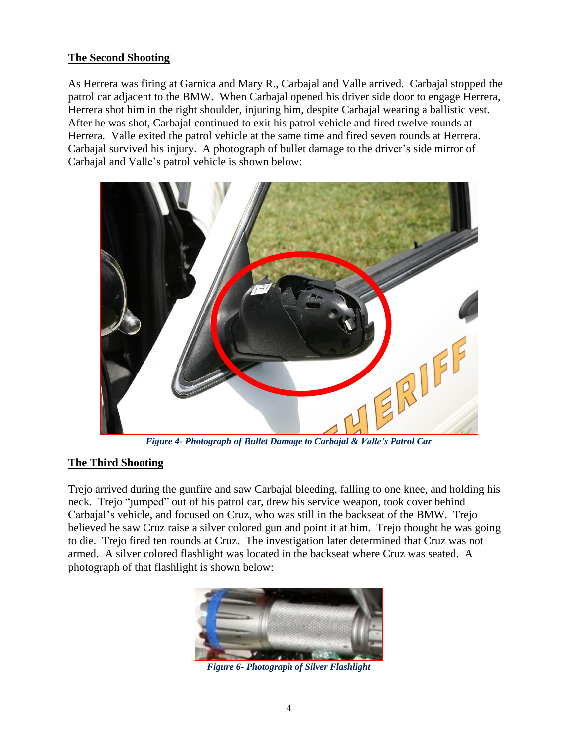## The Second Shooting

As Herrera was firing at Garnica and Mary R., Carbajal and Valle arrived. Carbajal stopped the patrol car adjacent to the BMW. When Carbajal opened his driver side door to engage Herrera, Herrera shot him in the right shoulder, injuring him, despite Carbajal wearing a ballistic vest. After he was shot, Carbajal continued to exit his patrol vehicle and fired twelve rounds at Herrera. Valle exited the patrol vehicle at the same time and fired seven rounds at Herrera. Carbajal survived his injury. A photograph of bullet damage to the driver's side mirror of Carbajal and Valle's patrol vehicle is shown below:

*Figure 4- Photograph of Bullet Damage to Carbajal & Valle's Patrol Car*

## The Third Shooting

Trejo arrived during the gunfire and saw Carbajal bleeding, falling to one knee, and holding his neck. Trejo "jumped" out of his patrol car, drew his service weapon, took cover behind Carbajal's vehicle, and focused on Cruz, who was still in the backseat of the BMW. Trejo believed he saw Cruz raise a silver colored gun and point it at him. Trejo thought he was going to die. Trejo fired ten rounds at Cruz. The investigation later determined that Cruz was not armed. A silver colored flashlight was located in the backseat where Cruz was seated. A photograph of that flashlight is shown below:

*Figure 6- Photograph of Silver Flashlight*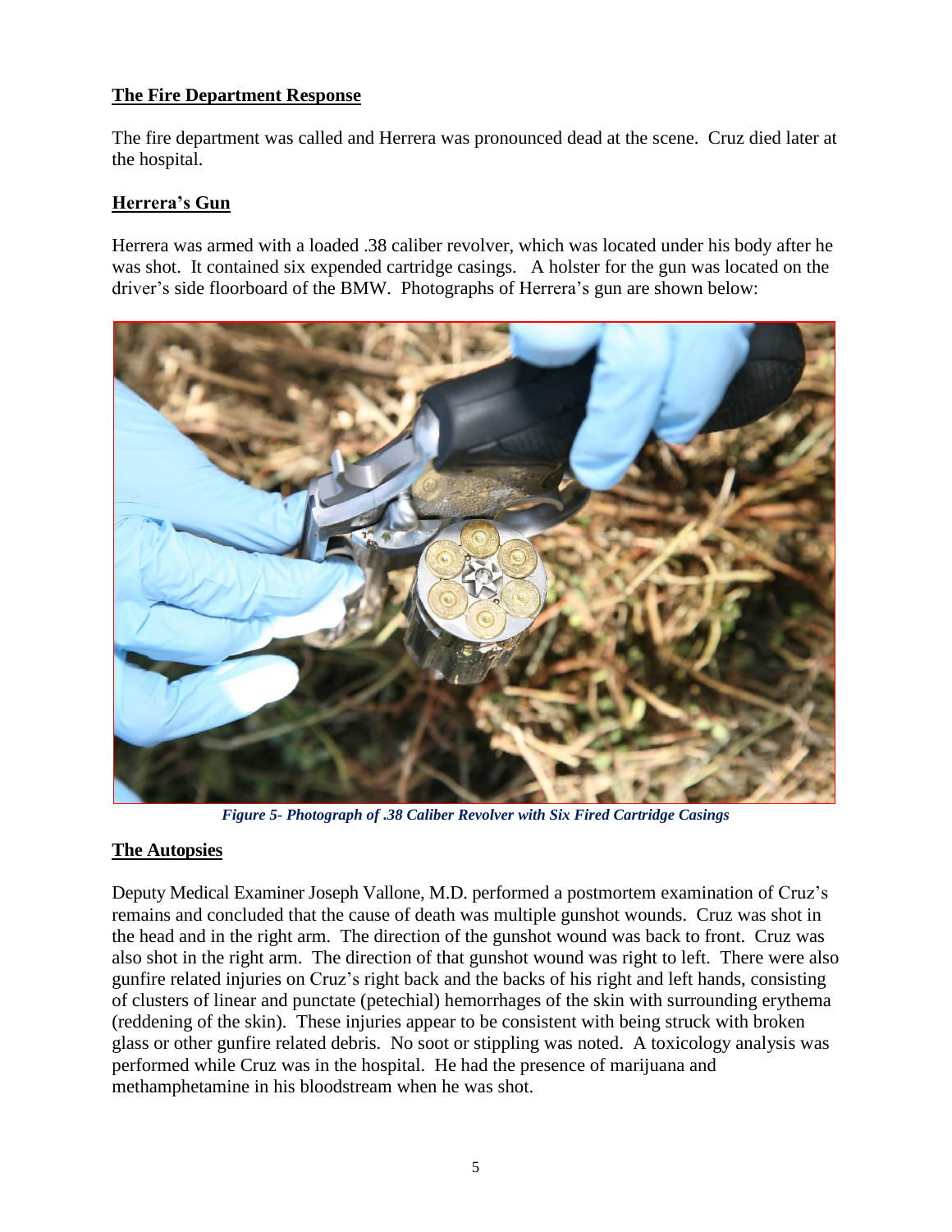## The Fire Department Response

The fire department was called and Herrera was pronounced dead at the scene. Cruz died later at the hospital.

## Herrera's Gun

Herrera was armed with a loaded .38 caliber revolver, which was located under his body after he was shot. It contained six expended cartridge casings. A holster for the gun was located on the driver's side floorboard of the BMW. Photographs of Herrera's gun are shown below:

*Figure 5- Photograph of .38 Caliber Revolver with Six Fired Cartridge Casings*

## The Autopsies

Deputy Medical Examiner Joseph Vallone, M.D. performed a postmortem examination of Cruz's remains and concluded that the cause of death was multiple gunshot wounds. Cruz was shot in the head and in the right arm. The direction of the gunshot wound was back to front. Cruz was also shot in the right arm. The direction of that gunshot wound was right to left. There were also gunfire related injuries on Cruz's right back and the backs of his right and left hands, consisting of clusters of linear and punctate (petechial) hemorrhages of the skin with surrounding erythema (reddening of the skin). These injuries appear to be consistent with being struck with broken glass or other gunfire related debris. No soot or stippling was noted. A toxicology analysis was performed while Cruz was in the hospital. He had the presence of marijuana and methamphetamine in his bloodstream when he was shot.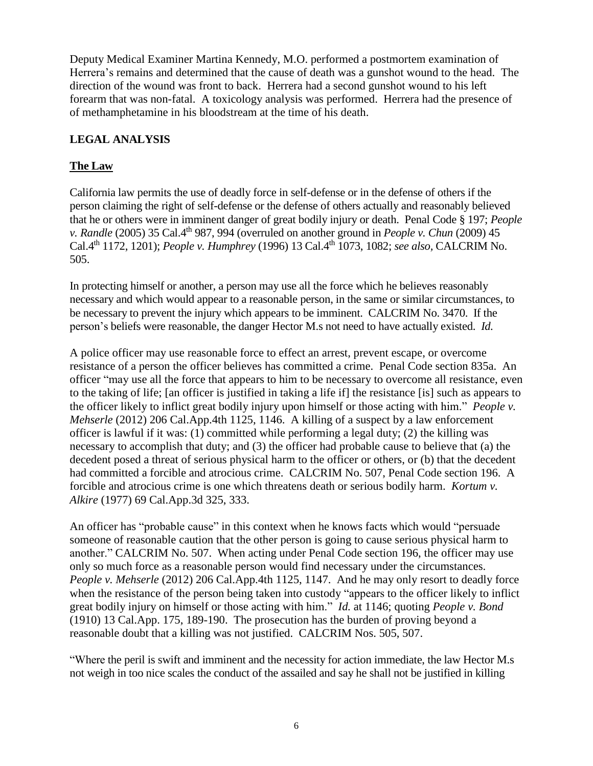Deputy Medical Examiner Martina Kennedy, M.O. performed a postmortem examination of Herrera's remains and determined that the cause of death was a gunshot wound to the head. The direction of the wound was front to back. Herrera had a second gunshot wound to his left forearm that was non-fatal. A toxicology analysis was performed. Herrera had the presence of of methamphetamine in his bloodstream at the time of his death.

## LEGAL ANALYSIS

### The Law

California law permits the use of deadly force in self-defense or in the defense of others if the person claiming the right of self-defense or the defense of others actually and reasonably believed that he or others were in imminent danger of great bodily injury or death. Penal Code § 197; *People v. Randle* (2005) 35 Cal.4th 987, 994 (overruled on another ground in *People v. Chun* (2009) 45 Cal.4th 1172, 1201); *People v. Humphrey* (1996) 13 Cal.4th 1073, 1082; *see also,* CALCRIM No. 505.

In protecting himself or another, a person may use all the force which he believes reasonably necessary and which would appear to a reasonable person, in the same or similar circumstances, to be necessary to prevent the injury which appears to be imminent. CALCRIM No. 3470. If the person's beliefs were reasonable, the danger Hector M.s not need to have actually existed. *Id.*

A police officer may use reasonable force to effect an arrest, prevent escape, or overcome resistance of a person the officer believes has committed a crime. Penal Code section 835a. An officer "may use all the force that appears to him to be necessary to overcome all resistance, even to the taking of life; [an officer is justified in taking a life if] the resistance [is] such as appears to the officer likely to inflict great bodily injury upon himself or those acting with him." *People v. Mehserle* (2012) 206 Cal.App.4th 1125, 1146. A killing of a suspect by a law enforcement officer is lawful if it was: (1) committed while performing a legal duty; (2) the killing was necessary to accomplish that duty; and (3) the officer had probable cause to believe that (a) the decedent posed a threat of serious physical harm to the officer or others, or (b) that the decedent had committed a forcible and atrocious crime. CALCRIM No. 507, Penal Code section 196. A forcible and atrocious crime is one which threatens death or serious bodily harm. *Kortum v. Alkire* (1977) 69 Cal.App.3d 325, 333.

An officer has "probable cause" in this context when he knows facts which would "persuade someone of reasonable caution that the other person is going to cause serious physical harm to another." CALCRIM No. 507. When acting under Penal Code section 196, the officer may use only so much force as a reasonable person would find necessary under the circumstances. *People v. Mehserle* (2012) 206 Cal.App.4th 1125, 1147. And he may only resort to deadly force when the resistance of the person being taken into custody "appears to the officer likely to inflict great bodily injury on himself or those acting with him." *Id.* at 1146; quoting *People v. Bond* (1910) 13 Cal.App. 175, 189-190. The prosecution has the burden of proving beyond a reasonable doubt that a killing was not justified. CALCRIM Nos. 505, 507.

"Where the peril is swift and imminent and the necessity for action immediate, the law Hector M.s not weigh in too nice scales the conduct of the assailed and say he shall not be justified in killing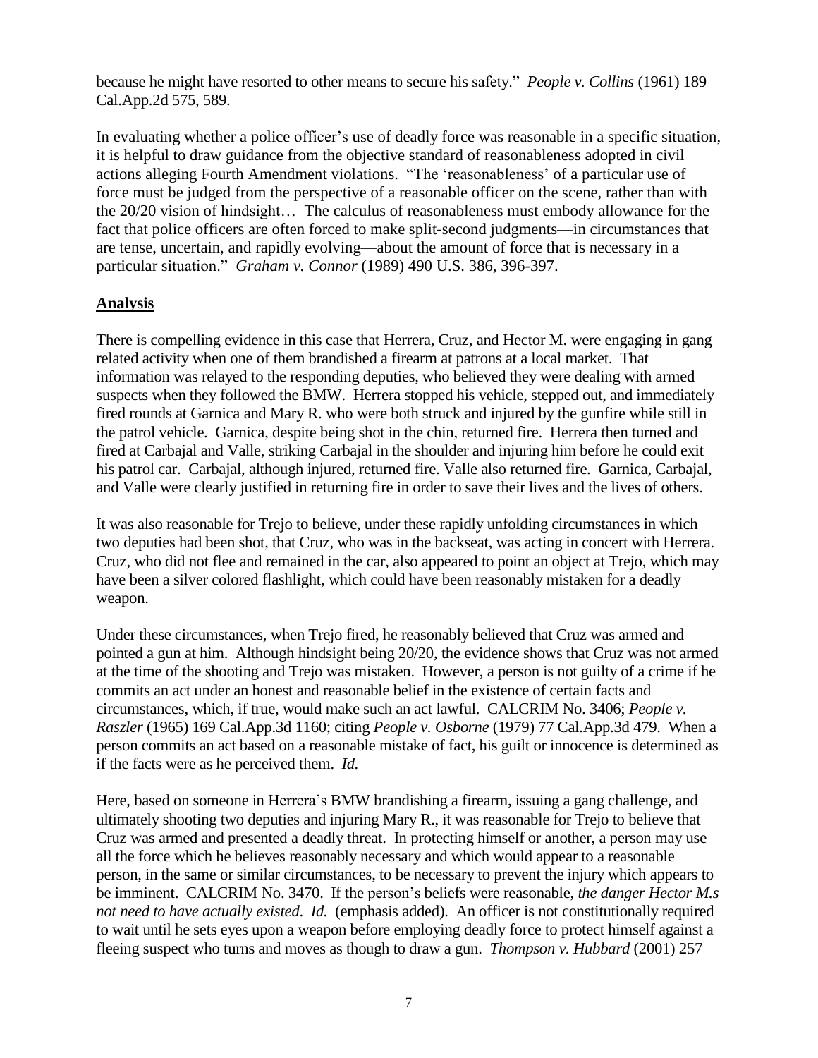because he might have resorted to other means to secure his safety." *People v. Collins* (1961) 189 Cal.App.2d 575, 589.

In evaluating whether a police officer's use of deadly force was reasonable in a specific situation, it is helpful to draw guidance from the objective standard of reasonableness adopted in civil actions alleging Fourth Amendment violations. "The 'reasonableness' of a particular use of force must be judged from the perspective of a reasonable officer on the scene, rather than with the 20/20 vision of hindsight… The calculus of reasonableness must embody allowance for the fact that police officers are often forced to make split-second judgments—in circumstances that are tense, uncertain, and rapidly evolving—about the amount of force that is necessary in a particular situation." *Graham v. Connor* (1989) 490 U.S. 386, 396-397.

## Analysis

There is compelling evidence in this case that Herrera, Cruz, and Hector M. were engaging in gang related activity when one of them brandished a firearm at patrons at a local market. That information was relayed to the responding deputies, who believed they were dealing with armed suspects when they followed the BMW. Herrera stopped his vehicle, stepped out, and immediately fired rounds at Garnica and Mary R. who were both struck and injured by the gunfire while still in the patrol vehicle. Garnica, despite being shot in the chin, returned fire. Herrera then turned and fired at Carbajal and Valle, striking Carbajal in the shoulder and injuring him before he could exit his patrol car. Carbajal, although injured, returned fire. Valle also returned fire. Garnica, Carbajal, and Valle were clearly justified in returning fire in order to save their lives and the lives of others.

It was also reasonable for Trejo to believe, under these rapidly unfolding circumstances in which two deputies had been shot, that Cruz, who was in the backseat, was acting in concert with Herrera. Cruz, who did not flee and remained in the car, also appeared to point an object at Trejo, which may have been a silver colored flashlight, which could have been reasonably mistaken for a deadly weapon.

Under these circumstances, when Trejo fired, he reasonably believed that Cruz was armed and pointed a gun at him. Although hindsight being 20/20, the evidence shows that Cruz was not armed at the time of the shooting and Trejo was mistaken. However, a person is not guilty of a crime if he commits an act under an honest and reasonable belief in the existence of certain facts and circumstances, which, if true, would make such an act lawful. CALCRIM No. 3406; *People v. Raszler* (1965) 169 Cal.App.3d 1160; citing *People v. Osborne* (1979) 77 Cal.App.3d 479. When a person commits an act based on a reasonable mistake of fact, his guilt or innocence is determined as if the facts were as he perceived them. *Id.*

Here, based on someone in Herrera's BMW brandishing a firearm, issuing a gang challenge, and ultimately shooting two deputies and injuring Mary R., it was reasonable for Trejo to believe that Cruz was armed and presented a deadly threat. In protecting himself or another, a person may use all the force which he believes reasonably necessary and which would appear to a reasonable person, in the same or similar circumstances, to be necessary to prevent the injury which appears to be imminent. CALCRIM No. 3470. If the person's beliefs were reasonable, *the danger Hector M.s not need to have actually existed*. *Id.* (emphasis added). An officer is not constitutionally required to wait until he sets eyes upon a weapon before employing deadly force to protect himself against a fleeing suspect who turns and moves as though to draw a gun. *Thompson v. Hubbard* (2001) 257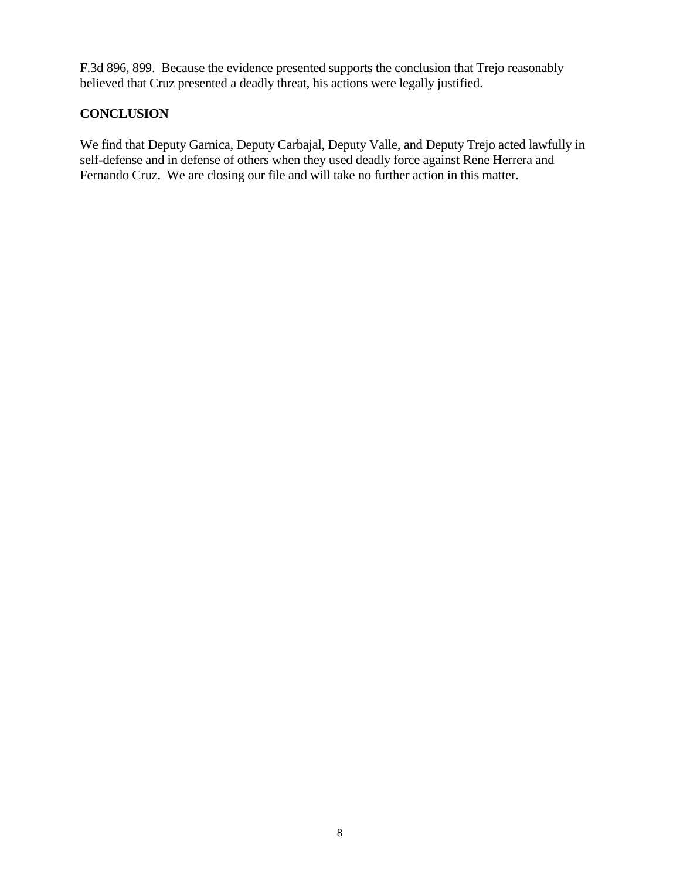F.3d 896, 899. Because the evidence presented supports the conclusion that Trejo reasonably believed that Cruz presented a deadly threat, his actions were legally justified.

## CONCLUSION

We find that Deputy Garnica, Deputy Carbajal, Deputy Valle, and Deputy Trejo acted lawfully in self-defense and in defense of others when they used deadly force against Rene Herrera and Fernando Cruz. We are closing our file and will take no further action in this matter.